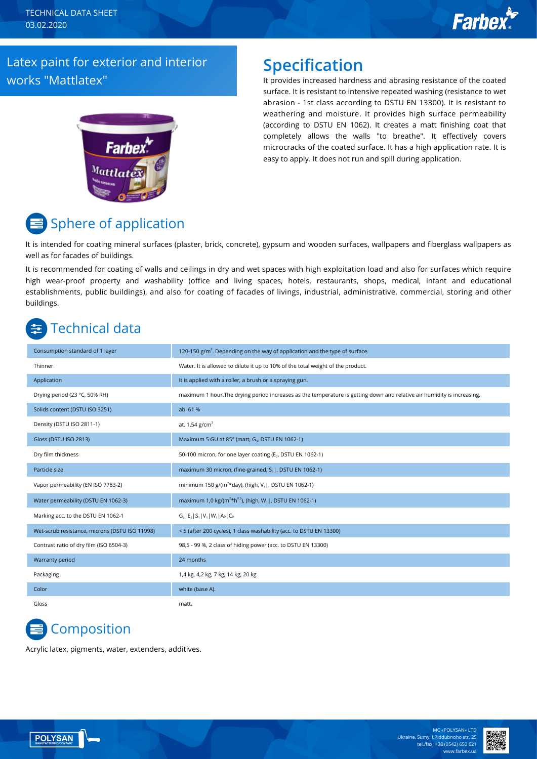TECHNICAL DATA SHEET
03.02.2020

# Latex paint for exterior and interior works "Mattlatex"

## Specification

It provides increased hardness and abrasing resistance of the coated surface. It is resistant to intensive repeated washing (resistance to wet abrasion - 1st class according to DSTU EN 13300). It is resistant to weathering and moisture. It provides high surface permeability (according to DSTU EN 1062). It creates a matt finishing coat that completely allows the walls "to breathe". It effectively covers microcracks of the coated surface. It has a high application rate. It is easy to apply. It does not run and spill during application.

## Sphere of application

It is intended for coating mineral surfaces (plaster, brick, concrete), gypsum and wooden surfaces, wallpapers and fiberglass wallpapers as well as for facades of buildings.

It is recommended for coating of walls and ceilings in dry and wet spaces with high exploitation load and also for surfaces which require high wear-proof property and washability (office and living spaces, hotels, restaurants, shops, medical, infant and educational establishments, public buildings), and also for coating of facades of livings, industrial, administrative, commercial, storing and other buildings.

## Technical data

| | |
|---|---|
| Consumption standard of 1 layer | 120-150 g/m$^2$. Depending on the way of application and the type of surface. |
| Thinner | Water. It is allowed to dilute it up to 10% of the total weight of the product. |
| Application | It is applied with a roller, a brush or a spraying gun. |
| Drying period (23 °C, 50% RH) | maximum 1 hour.The drying period increases as the temperature is getting down and relative air humidity is increasing. |
| Solids content (DSTU ISO 3251) | ab. 61 % |
| Density (DSTU ISO 2811-1) | at. 1,54 g/cm$^3$ |
| Gloss (DSTU ISO 2813) | Maximum 5 GU at 85° (matt, $G_3$, DSTU EN 1062-1) |
| Dry film thickness | 50-100 micron, for one layer coating ($E_2$, DSTU EN 1062-1) |
| Particle size | maximum 30 micron, (fine-grained, $S_1$ \|, DSTU EN 1062-1) |
| Vapor permeability (EN ISO 7783-2) | minimum 150 g/(m$^2$*day), (high, $V_1$ \|, DSTU EN 1062-1) |
| Water permeability (DSTU EN 1062-3) | maximum 1,0 kg/(m$^2$*h$^{0,5}$), (high, $W_1$ \|, DSTU EN 1062-1) |
| Marking acc. to the DSTU EN 1062-1 | $G_3$ \| $E_2$ \| $S_1$ \| $V_1$ \| $W_1$ \| $A_0$ \| $C_0$ |
| Wet-scrub resistance, microns (DSTU ISO 11998) | < 5 (after 200 cycles), 1 class washability (acc. to DSTU EN 13300) |
| Contrast ratio of dry film (ISO 6504-3) | 98,5 - 99 %, 2 class of hiding power (acc. to DSTU EN 13300) |
| Warranty period | 24 months |
| Packaging | 1,4 kg, 4,2 kg, 7 kg, 14 kg, 20 kg |
| Color | white (base A). |
| Gloss | matt. |

## Composition

Acrylic latex, pigments, water, extenders, additives.

MC «POLYSAN» LTD
Ukraine, Sumy, I.Piddubnoho str. 25
tel./fax: +38 (0542) 650 621
www.farbex.ua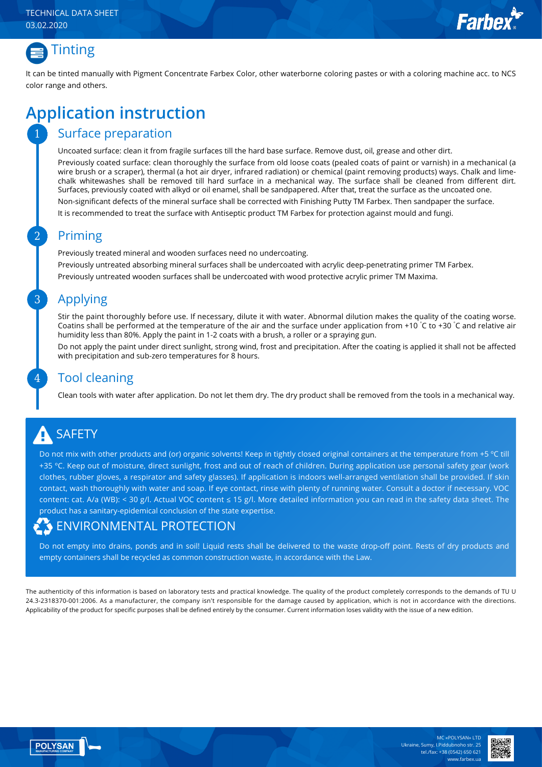## Tinting

It can be tinted manually with Pigment Concentrate Farbex Color, other waterborne coloring pastes or with a coloring machine acc. to NCS color range and others.

# Application instruction

### 1 Surface preparation

Uncoated surface: clean it from fragile surfaces till the hard base surface. Remove dust, oil, grease and other dirt.

Previously coated surface: clean thoroughly the surface from old loose coats (pealed coats of paint or varnish) in a mechanical (a wire brush or a scraper), thermal (a hot air dryer, infrared radiation) or chemical (paint removing products) ways. Chalk and lime-chalk whitewashes shall be removed till hard surface in a mechanical way. The surface shall be cleaned from different dirt. Surfaces, previously coated with alkyd or oil enamel, shall be sandpapered. After that, treat the surface as the uncoated one.

Non-significant defects of the mineral surface shall be corrected with Finishing Putty TM Farbex. Then sandpaper the surface.

It is recommended to treat the surface with Antiseptic product TM Farbex for protection against mould and fungi.

### 2 Priming

Previously treated mineral and wooden surfaces need no undercoating.

Previously untreated absorbing mineral surfaces shall be undercoated with acrylic deep-penetrating primer TM Farbex.

Previously untreated wooden surfaces shall be undercoated with wood protective acrylic primer TM Maxima.

### 3 Applying

Stir the paint thoroughly before use. If necessary, dilute it with water. Abnormal dilution makes the quality of the coating worse. Coatins shall be performed at the temperature of the air and the surface under application from +10 °C to +30 °C and relative air humidity less than 80%. Apply the paint in 1-2 coats with a brush, a roller or a spraying gun.

Do not apply the paint under direct sunlight, strong wind, frost and precipitation. After the coating is applied it shall not be affected with precipitation and sub-zero temperatures for 8 hours.

### 4 Tool cleaning

Clean tools with water after application. Do not let them dry. The dry product shall be removed from the tools in a mechanical way.

## SAFETY

Do not mix with other products and (or) organic solvents! Keep in tightly closed original containers at the temperature from +5 °C till +35 °C. Keep out of moisture, direct sunlight, frost and out of reach of children. During application use personal safety gear (work clothes, rubber gloves, a respirator and safety glasses). If application is indoors well-arranged ventilation shall be provided. If skin contact, wash thoroughly with water and soap. If eye contact, rinse with plenty of running water. Consult a doctor if necessary. VOC content: cat. A/a (WB): < 30 g/l. Actual VOC content ≤ 15 g/l. More detailed information you can read in the safety data sheet. The product has a sanitary-epidemical conclusion of the state expertise.

## ENVIRONMENTAL PROTECTION

Do not empty into drains, ponds and in soil! Liquid rests shall be delivered to the waste drop-off point. Rests of dry products and empty containers shall be recycled as common construction waste, in accordance with the Law.

The authenticity of this information is based on laboratory tests and practical knowledge. The quality of the product completely corresponds to the demands of TU U 24.3-2318370-001:2006. As a manufacturer, the company isn't responsible for the damage caused by application, which is not in accordance with the directions. Applicability of the product for specific purposes shall be defined entirely by the consumer. Current information loses validity with the issue of a new edition.

MC «POLYSAN» LTD
Ukraine, Sumy, I.Piddubnoho str. 25
tel./fax: +38 (0542) 650 621
www.farbex.ua